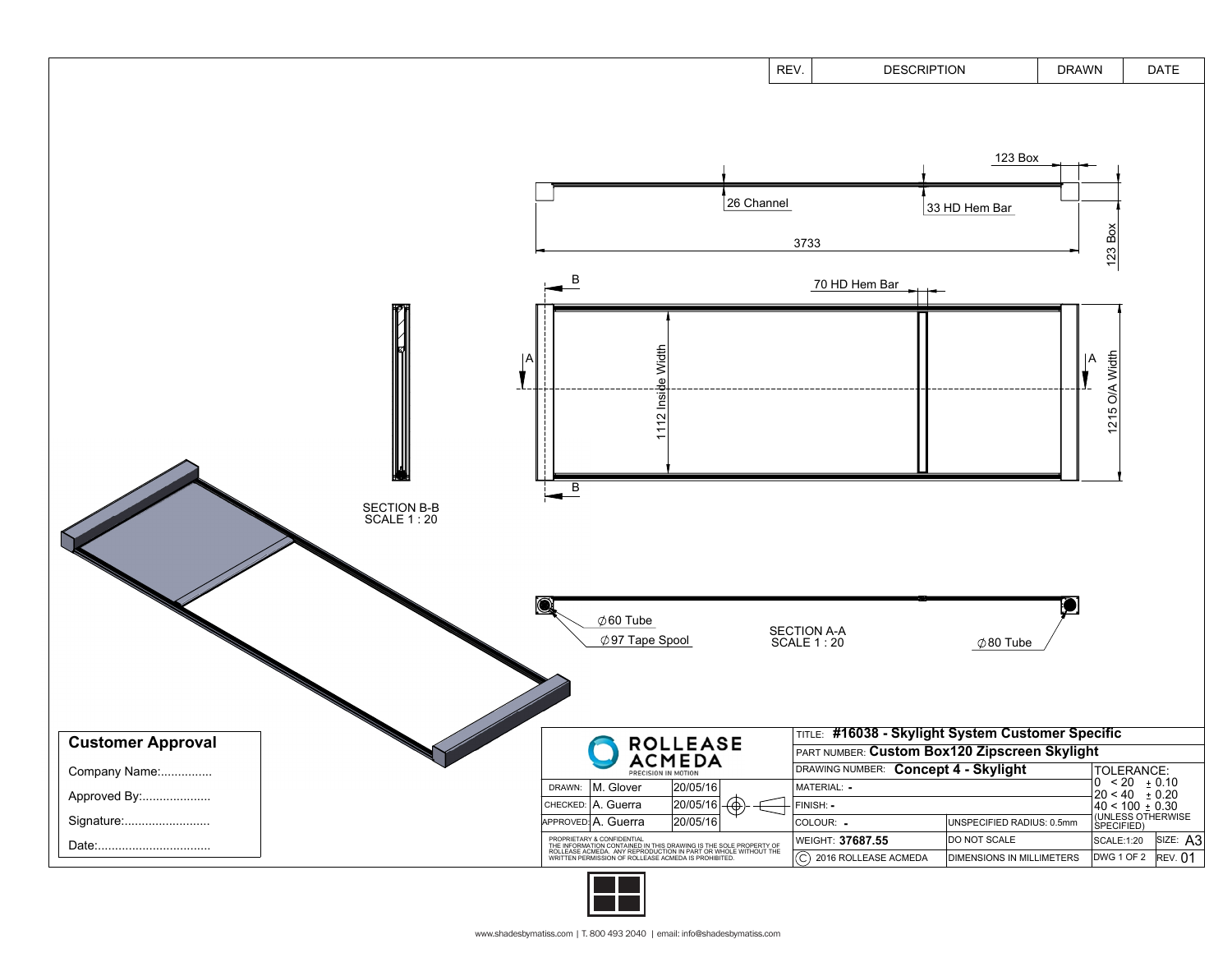| REV. | DESCRIPTION | DRAWN | DATE |
|---|---|---|---|
| | | | |

123 Box

26 Channel

33 HD Hem Bar

3733

123 Box

70 HD Hem Bar

B

A

1112 Inside Width

A

1215 O/A Width

B

SECTION B-B
SCALE 1 : 20

$\varnothing$60 Tube

$\varnothing$97 Tape Spool

SECTION A-A
SCALE 1 : 20

$\varnothing$80 Tube

## Customer Approval

Company Name:...............

Approved By:....................

Signature:.........................

Date:.................................

**ROLLEASE ACMEDA**
PRECISION IN MOTION

| | | |
|---|---|---|
| DRAWN: | M. Glover | 20/05/16 |
| CHECKED: | A. Guerra | 20/05/16 |
| APPROVED: | A. Guerra | 20/05/16 |

PROPRIETARY & CONFIDENTIAL
THE INFORMATION CONTAINED IN THIS DRAWING IS THE SOLE PROPERTY OF ROLLEASE ACMEDA. ANY REPRODUCTION IN PART OR WHOLE WITHOUT THE WRITTEN PERMISSION OF ROLLEASE ACMEDA IS PROHIBITED.

TITLE: **#16038 - Skylight System Customer Specific**

PART NUMBER: **Custom Box120 Zipscreen Skylight**

DRAWING NUMBER: **Concept 4 - Skylight**

MATERIAL: **-**

FINISH: **-**

COLOUR: **-**

UNSPECIFIED RADIUS: 0.5mm

WEIGHT: **37687.55**

DO NOT SCALE

© 2016 ROLLEASE ACMEDA

DIMENSIONS IN MILLIMETERS

TOLERANCE:
0 < 20 ± 0.10
20 < 40 ± 0.20
40 < 100 ± 0.30
(UNLESS OTHERWISE SPECIFIED)

SCALE:1:20 | SIZE: A3

DWG 1 OF 2 | REV. 01

www.shadesbymatiss.com | T. 800 493 2040 | email: info@shadesbymatiss.com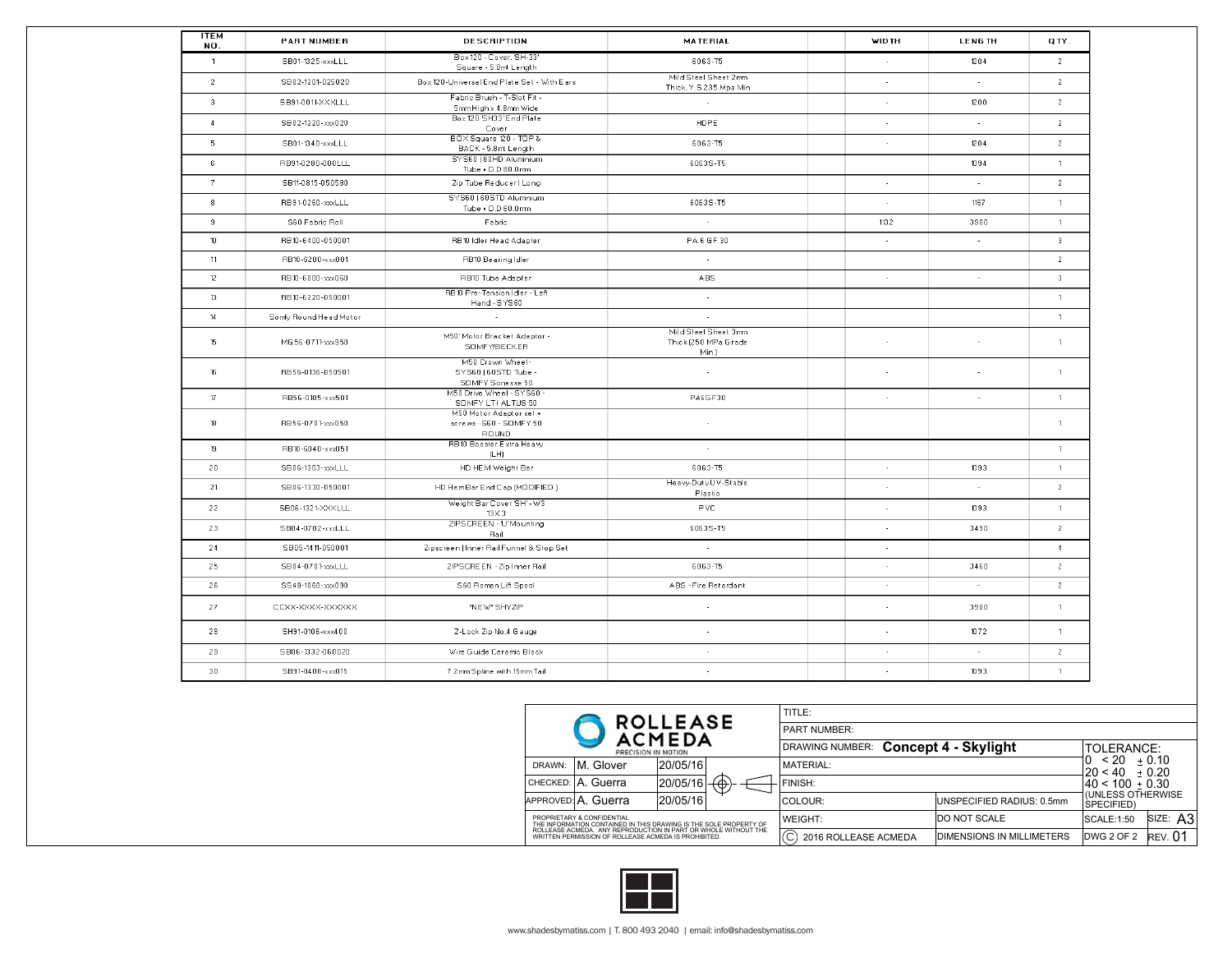| ITEM NO. | PART NUMBER | DESCRIPTION | MATERIAL | | WIDTH | LENGTH | QTY. |
|---|---|---|---|---|---|---|---|
| 1 | SB01-1325-xxxLLL | Box120 - Cover, SH-33° Square - 5.8mt Length | 6063-T5 | | - | 1204 | 2 |
| 2 | SB02-1201-025020 | Box120-Universal End Plate Set - With Ears | Mild Steel Sheet 2mm Thick, Y.S 235 Mpa Min | | - | - | 2 |
| 3 | SB91-0011-XXXLLL | Fabric Brush - T-Slot Fit - 5mm High x 4.8mm Wide | - | | - | 1200 | 2 |
| 4 | SB02-1220-xxx020 | Box120 SH33°End Plate Cover | HDPE | | - | - | 2 |
| 5 | SB01-1340-xxxLLL | BOX Square 120 - TOP & BACK - 5.8mt Length | 6063-T5 | | - | 1204 | 2 |
| 6 | RB91-0280-000LLL | SYS60 |80HD Aluminium Tube • O.D 80.0mm | 6063S-T5 | | | 1094 | 1 |
| 7 | SB11-0815-050580 | Zip Tube Reducer I Long | | | - | - | 2 |
| 8 | RB91-0260-xxxLLL | SYS60 |60STD Aluminium Tube • O.D 60.0mm | 6063S-T5 | | - | 1167 | 1 |
| 9 | S60 Fabric Roll | Fabric | - | | 1132 | 3900 | 1 |
| 10 | RB10-6400-050001 | RB10 Idler Head Adapter | PA 6 GF 30 | | - | - | 3 |
| 11 | RB10-6200-xxx001 | RB10 Bearing Idler | - | | | | 2 |
| 12 | RB10-6000-xxx060 | RB10 Tube Adapter | ABS | | - | - | 3 |
| 13 | RB10-6220-050001 | RB10 Pre-Tension Idler - Left Hand - SYS60 | - | | | | 1 |
| 14 | Somfy Round Head Motor | - | - | | | | 1 |
| 15 | MG56-0711-xxx950 | M50' Motor Bracket Adaptor - SOMFY/BECKER | Mild Steel Sheet 3mm Thick (250 MPa Grade Min.) | | - | - | 1 |
| 16 | RB56-0136-050501 | M50 Crown Wheel - SYS60 |60STD Tube - SOMFY Sonesse 50 | - | | - | - | 1 |
| 17 | RB56-0105-xxx501 | M50 Drive Wheel - SYS60 - SOMFY LTI ALTUS 50 | PA6GF30 | | - | - | 1 |
| 18 | RB56-0701-xxx050 | M50 Motor Adaptor set + screws - S60 - SOMFY 50 ROUND | - | | | | 1 |
| 19 | RB10-6040-xxx051 | RB10 Booster Extra Heavy (LH) | - | | | | 1 |
| 20 | SB06-1303-xxxLLL | HD HEM Weight Bar | 6063-T5 | | - | 1093 | 1 |
| 21 | SB06-1330-050001 | HD Hem Bar End Cap (MODIFIED) | Heavy-Duty UV-Stable Plastic | | - | - | 2 |
| 22 | SB06-1321-XXXLLL | Weight Bar Cover SH1 - W3 13X3 | PVC | | - | 1093 | 1 |
| 23 | SB04-0702-xxxLLL | ZIPSCREEN - 'U'Mounting Rail | 6063S-T5 | | - | 3490 | 2 |
| 24 | SB05-1411-050001 | Zipscreen | Inner Rail Funnel & Stop Set | - | | - | | 4 |
| 25 | SB04-0701-xxxLLL | ZIPSCREEN - Zip Inner Rail | 6063-T5 | | - | 3460 | 2 |
| 26 | SS49-1060-xxx090 | S60 Roman Lift Spool | ABS - Fire Retardant | | - | - | 2 |
| 27 | CCXX-XXXX-XXXXXX | *NEW* SHYZIP | - | | - | 3900 | 1 |
| 28 | SH91-0106-xxx400 | Z-Lock Zip No.4 Gauge | - | | - | 1072 | 1 |
| 29 | SB06-1332-060020 | Wire Guide Ceramic Block | - | | - | - | 2 |
| 30 | SB91-0408-xxx015 | 7.2mm Spline with 15mm Tail | - | | - | 1093 | 1 |

ROLLEASE ACMEDA
PRECISION IN MOTION

| | | | | | |
|---|---|---|---|---|---|
| DRAWN: | M. Glover | 20/05/16 | TITLE: | | TOLERANCE: 0 < 20 ± 0.10; 20 < 40 ± 0.20; 40 < 100 ± 0.30 (UNLESS OTHERWISE SPECIFIED) |
| CHECKED: | A. Guerra | 20/05/16 | PART NUMBER: | | |
| APPROVED: | A. Guerra | 20/05/16 | DRAWING NUMBER: **Concept 4 - Skylight** | | |
| | | | MATERIAL: | | |
| | | | FINISH: | | |
| | | | COLOUR: | UNSPECIFIED RADIUS: 0.5mm | |
| | | | WEIGHT: | DO NOT SCALE | SCALE:1:50 SIZE: A3 |
| | | | © 2016 ROLLEASE ACMEDA | DIMENSIONS IN MILLIMETERS | DWG 2 OF 2 REV. 01 |

PROPRIETARY & CONFIDENTIAL
THE INFORMATION CONTAINED IN THIS DRAWING IS THE SOLE PROPERTY OF ROLLEASE ACMEDA. ANY REPRODUCTION IN PART OR WHOLE WITHOUT THE WRITTEN PERMISSION OF ROLLEASE ACMEDA IS PROHIBITED.

www.shadesbymatiss.com | T. 800 493 2040 | email: info@shadesbymatiss.com